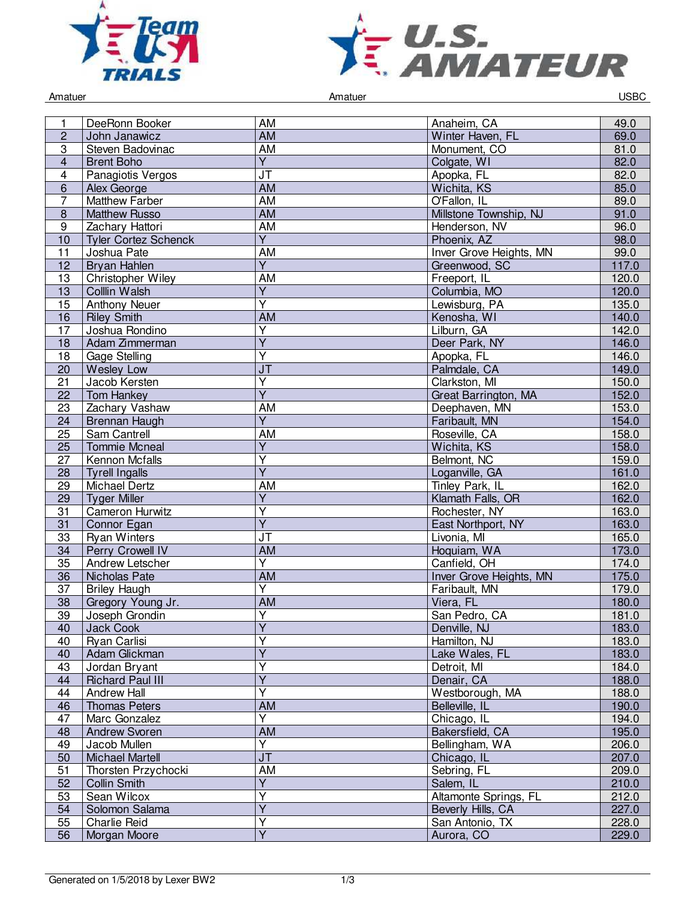Amatuer    Amatuer    USBC

| | | | | |
|---|---|---|---|---|
| 1 | DeeRonn Booker | AM | Anaheim, CA | 49.0 |
| 2 | John Janawicz | AM | Winter Haven, FL | 69.0 |
| 3 | Steven Badovinac | AM | Monument, CO | 81.0 |
| 4 | Brent Boho | Y | Colgate, WI | 82.0 |
| 4 | Panagiotis Vergos | JT | Apopka, FL | 82.0 |
| 6 | Alex George | AM | Wichita, KS | 85.0 |
| 7 | Matthew Farber | AM | O'Fallon, IL | 89.0 |
| 8 | Matthew Russo | AM | Millstone Township, NJ | 91.0 |
| 9 | Zachary Hattori | AM | Henderson, NV | 96.0 |
| 10 | Tyler Cortez Schenck | Y | Phoenix, AZ | 98.0 |
| 11 | Joshua Pate | AM | Inver Grove Heights, MN | 99.0 |
| 12 | Bryan Hahlen | Y | Greenwood, SC | 117.0 |
| 13 | Christopher Wiley | AM | Freeport, IL | 120.0 |
| 13 | Colllin Walsh | Y | Columbia, MO | 120.0 |
| 15 | Anthony Neuer | Y | Lewisburg, PA | 135.0 |
| 16 | Riley Smith | AM | Kenosha, WI | 140.0 |
| 17 | Joshua Rondino | Y | Lilburn, GA | 142.0 |
| 18 | Adam Zimmerman | Y | Deer Park, NY | 146.0 |
| 18 | Gage Stelling | Y | Apopka, FL | 146.0 |
| 20 | Wesley Low | JT | Palmdale, CA | 149.0 |
| 21 | Jacob Kersten | Y | Clarkston, MI | 150.0 |
| 22 | Tom Hankey | Y | Great Barrington, MA | 152.0 |
| 23 | Zachary Vashaw | AM | Deephaven, MN | 153.0 |
| 24 | Brennan Haugh | Y | Faribault, MN | 154.0 |
| 25 | Sam Cantrell | AM | Roseville, CA | 158.0 |
| 25 | Tommie Mcneal | Y | Wichita, KS | 158.0 |
| 27 | Kennon Mcfalls | Y | Belmont, NC | 159.0 |
| 28 | Tyrell Ingalls | Y | Loganville, GA | 161.0 |
| 29 | Michael Dertz | AM | Tinley Park, IL | 162.0 |
| 29 | Tyger Miller | Y | Klamath Falls, OR | 162.0 |
| 31 | Cameron Hurwitz | Y | Rochester, NY | 163.0 |
| 31 | Connor Egan | Y | East Northport, NY | 163.0 |
| 33 | Ryan Winters | JT | Livonia, MI | 165.0 |
| 34 | Perry Crowell IV | AM | Hoquiam, WA | 173.0 |
| 35 | Andrew Letscher | Y | Canfield, OH | 174.0 |
| 36 | Nicholas Pate | AM | Inver Grove Heights, MN | 175.0 |
| 37 | Briley Haugh | Y | Faribault, MN | 179.0 |
| 38 | Gregory Young Jr. | AM | Viera, FL | 180.0 |
| 39 | Joseph Grondin | Y | San Pedro, CA | 181.0 |
| 40 | Jack Cook | Y | Denville, NJ | 183.0 |
| 40 | Ryan Carlisi | Y | Hamilton, NJ | 183.0 |
| 40 | Adam Glickman | Y | Lake Wales, FL | 183.0 |
| 43 | Jordan Bryant | Y | Detroit, MI | 184.0 |
| 44 | Richard Paul III | Y | Denair, CA | 188.0 |
| 44 | Andrew Hall | Y | Westborough, MA | 188.0 |
| 46 | Thomas Peters | AM | Belleville, IL | 190.0 |
| 47 | Marc Gonzalez | Y | Chicago, IL | 194.0 |
| 48 | Andrew Svoren | AM | Bakersfield, CA | 195.0 |
| 49 | Jacob Mullen | Y | Bellingham, WA | 206.0 |
| 50 | Michael Martell | JT | Chicago, IL | 207.0 |
| 51 | Thorsten Przychocki | AM | Sebring, FL | 209.0 |
| 52 | Collin Smith | Y | Salem, IL | 210.0 |
| 53 | Sean Wilcox | Y | Altamonte Springs, FL | 212.0 |
| 54 | Solomon Salama | Y | Beverly Hills, CA | 227.0 |
| 55 | Charlie Reid | Y | San Antonio, TX | 228.0 |
| 56 | Morgan Moore | Y | Aurora, CO | 229.0 |

Generated on 1/5/2018 by Lexer BW2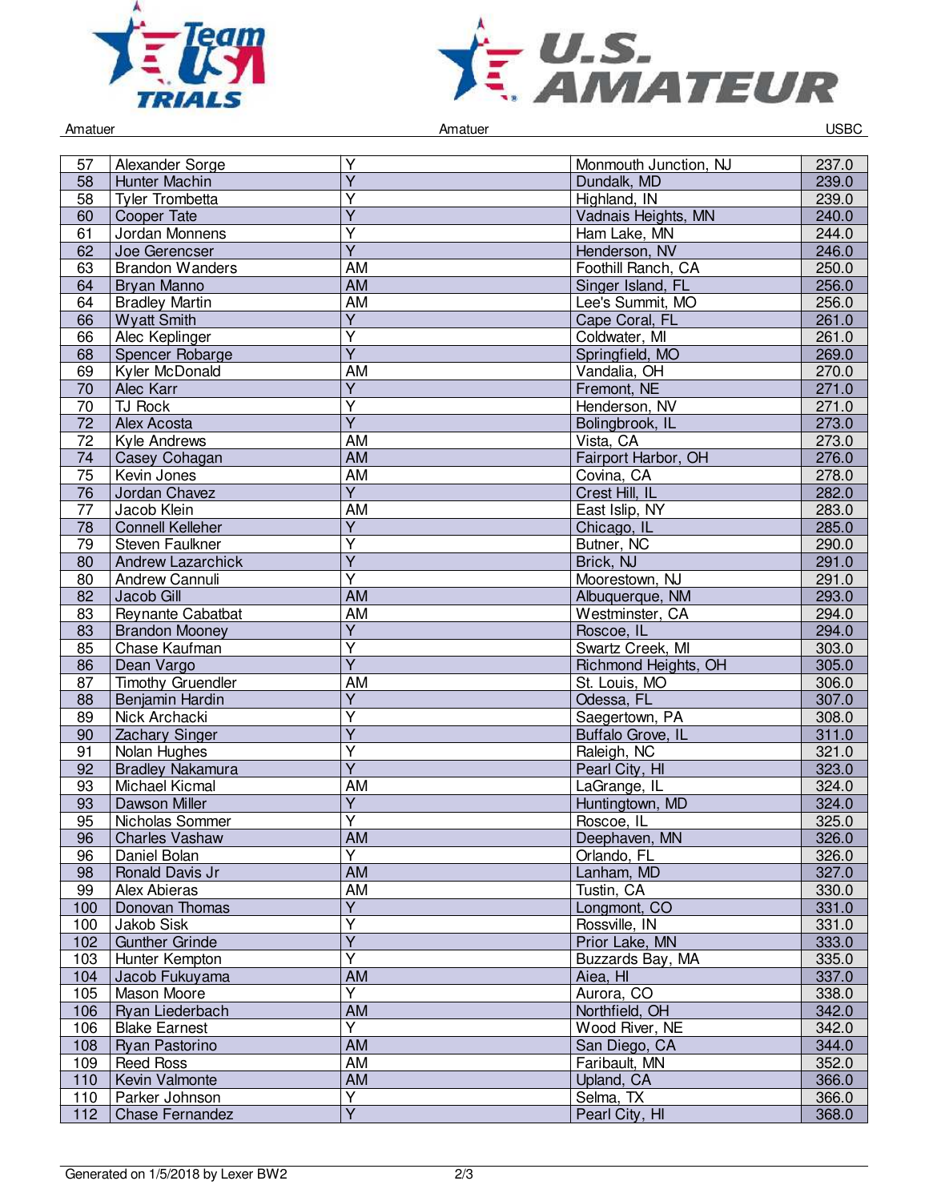| | | | | |
|---|---|---|---|---|
| 57 | Alexander Sorge | Y | Monmouth Junction, NJ | 237.0 |
| 58 | Hunter Machin | Y | Dundalk, MD | 239.0 |
| 58 | Tyler Trombetta | Y | Highland, IN | 239.0 |
| 60 | Cooper Tate | Y | Vadnais Heights, MN | 240.0 |
| 61 | Jordan Monnens | Y | Ham Lake, MN | 244.0 |
| 62 | Joe Gerencser | Y | Henderson, NV | 246.0 |
| 63 | Brandon Wanders | AM | Foothill Ranch, CA | 250.0 |
| 64 | Bryan Manno | AM | Singer Island, FL | 256.0 |
| 64 | Bradley Martin | AM | Lee's Summit, MO | 256.0 |
| 66 | Wyatt Smith | Y | Cape Coral, FL | 261.0 |
| 66 | Alec Keplinger | Y | Coldwater, MI | 261.0 |
| 68 | Spencer Robarge | Y | Springfield, MO | 269.0 |
| 69 | Kyler McDonald | AM | Vandalia, OH | 270.0 |
| 70 | Alec Karr | Y | Fremont, NE | 271.0 |
| 70 | TJ Rock | Y | Henderson, NV | 271.0 |
| 72 | Alex Acosta | Y | Bolingbrook, IL | 273.0 |
| 72 | Kyle Andrews | AM | Vista, CA | 273.0 |
| 74 | Casey Cohagan | AM | Fairport Harbor, OH | 276.0 |
| 75 | Kevin Jones | AM | Covina, CA | 278.0 |
| 76 | Jordan Chavez | Y | Crest Hill, IL | 282.0 |
| 77 | Jacob Klein | AM | East Islip, NY | 283.0 |
| 78 | Connell Kelleher | Y | Chicago, IL | 285.0 |
| 79 | Steven Faulkner | Y | Butner, NC | 290.0 |
| 80 | Andrew Lazarchick | Y | Brick, NJ | 291.0 |
| 80 | Andrew Cannuli | Y | Moorestown, NJ | 291.0 |
| 82 | Jacob Gill | AM | Albuquerque, NM | 293.0 |
| 83 | Reynante Cabatbat | AM | Westminster, CA | 294.0 |
| 83 | Brandon Mooney | Y | Roscoe, IL | 294.0 |
| 85 | Chase Kaufman | Y | Swartz Creek, MI | 303.0 |
| 86 | Dean Vargo | Y | Richmond Heights, OH | 305.0 |
| 87 | Timothy Gruendler | AM | St. Louis, MO | 306.0 |
| 88 | Benjamin Hardin | Y | Odessa, FL | 307.0 |
| 89 | Nick Archacki | Y | Saegertown, PA | 308.0 |
| 90 | Zachary Singer | Y | Buffalo Grove, IL | 311.0 |
| 91 | Nolan Hughes | Y | Raleigh, NC | 321.0 |
| 92 | Bradley Nakamura | Y | Pearl City, HI | 323.0 |
| 93 | Michael Kicmal | AM | LaGrange, IL | 324.0 |
| 93 | Dawson Miller | Y | Huntingtown, MD | 324.0 |
| 95 | Nicholas Sommer | Y | Roscoe, IL | 325.0 |
| 96 | Charles Vashaw | AM | Deephaven, MN | 326.0 |
| 96 | Daniel Bolan | Y | Orlando, FL | 326.0 |
| 98 | Ronald Davis Jr | AM | Lanham, MD | 327.0 |
| 99 | Alex Abieras | AM | Tustin, CA | 330.0 |
| 100 | Donovan Thomas | Y | Longmont, CO | 331.0 |
| 100 | Jakob Sisk | Y | Rossville, IN | 331.0 |
| 102 | Gunther Grinde | Y | Prior Lake, MN | 333.0 |
| 103 | Hunter Kempton | Y | Buzzards Bay, MA | 335.0 |
| 104 | Jacob Fukuyama | AM | Aiea, HI | 337.0 |
| 105 | Mason Moore | Y | Aurora, CO | 338.0 |
| 106 | Ryan Liederbach | AM | Northfield, OH | 342.0 |
| 106 | Blake Earnest | Y | Wood River, NE | 342.0 |
| 108 | Ryan Pastorino | AM | San Diego, CA | 344.0 |
| 109 | Reed Ross | AM | Faribault, MN | 352.0 |
| 110 | Kevin Valmonte | AM | Upland, CA | 366.0 |
| 110 | Parker Johnson | Y | Selma, TX | 366.0 |
| 112 | Chase Fernandez | Y | Pearl City, HI | 368.0 |

Generated on 1/5/2018 by Lexer BW2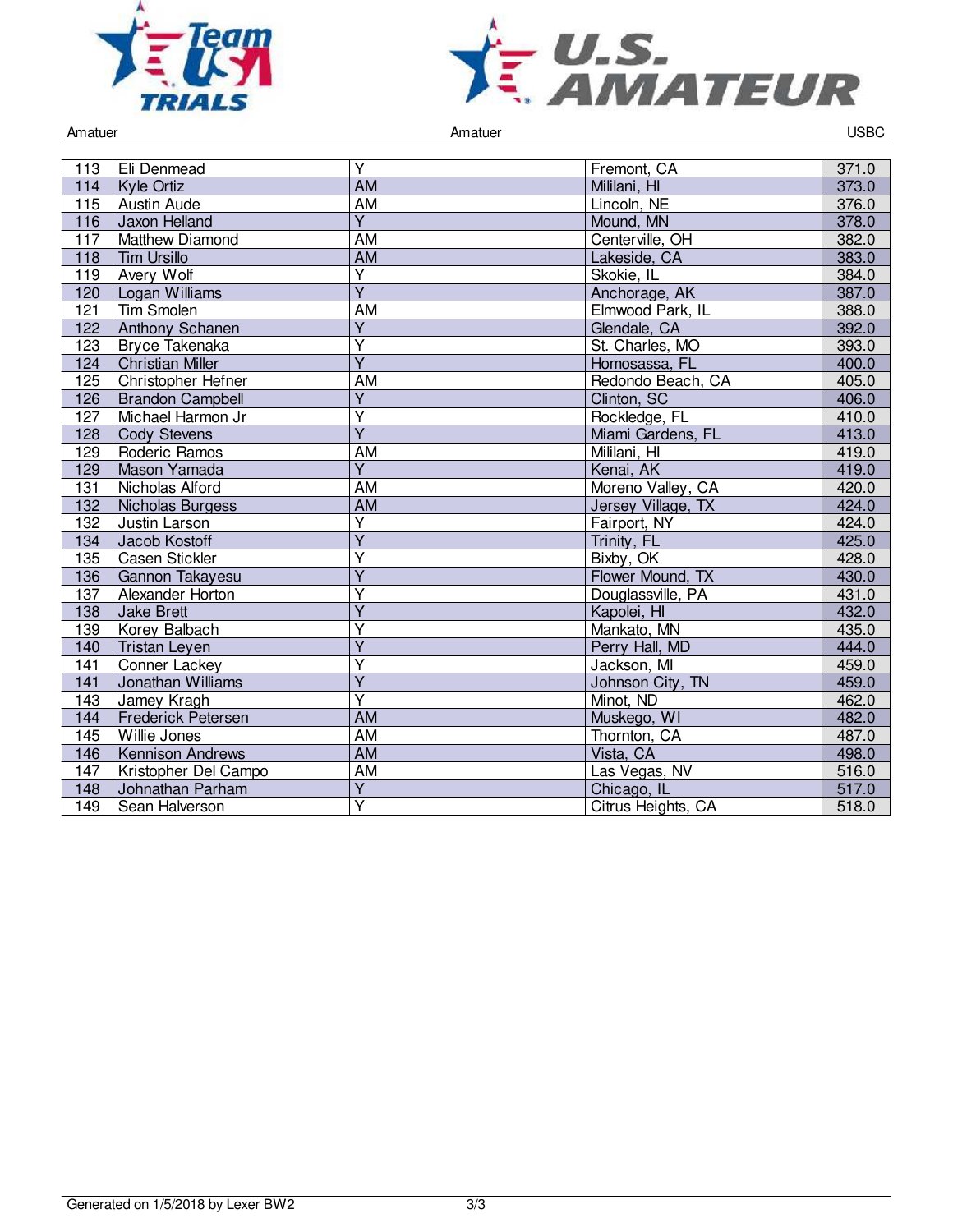| | | | | |
|---|---|---|---|---|
| 113 | Eli Denmead | Y | Fremont, CA | 371.0 |
| 114 | Kyle Ortiz | AM | Mililani, HI | 373.0 |
| 115 | Austin Aude | AM | Lincoln, NE | 376.0 |
| 116 | Jaxon Helland | Y | Mound, MN | 378.0 |
| 117 | Matthew Diamond | AM | Centerville, OH | 382.0 |
| 118 | Tim Ursillo | AM | Lakeside, CA | 383.0 |
| 119 | Avery Wolf | Y | Skokie, IL | 384.0 |
| 120 | Logan Williams | Y | Anchorage, AK | 387.0 |
| 121 | Tim Smolen | AM | Elmwood Park, IL | 388.0 |
| 122 | Anthony Schanen | Y | Glendale, CA | 392.0 |
| 123 | Bryce Takenaka | Y | St. Charles, MO | 393.0 |
| 124 | Christian Miller | Y | Homosassa, FL | 400.0 |
| 125 | Christopher Hefner | AM | Redondo Beach, CA | 405.0 |
| 126 | Brandon Campbell | Y | Clinton, SC | 406.0 |
| 127 | Michael Harmon Jr | Y | Rockledge, FL | 410.0 |
| 128 | Cody Stevens | Y | Miami Gardens, FL | 413.0 |
| 129 | Roderic Ramos | AM | Mililani, HI | 419.0 |
| 129 | Mason Yamada | Y | Kenai, AK | 419.0 |
| 131 | Nicholas Alford | AM | Moreno Valley, CA | 420.0 |
| 132 | Nicholas Burgess | AM | Jersey Village, TX | 424.0 |
| 132 | Justin Larson | Y | Fairport, NY | 424.0 |
| 134 | Jacob Kostoff | Y | Trinity, FL | 425.0 |
| 135 | Casen Stickler | Y | Bixby, OK | 428.0 |
| 136 | Gannon Takayesu | Y | Flower Mound, TX | 430.0 |
| 137 | Alexander Horton | Y | Douglassville, PA | 431.0 |
| 138 | Jake Brett | Y | Kapolei, HI | 432.0 |
| 139 | Korey Balbach | Y | Mankato, MN | 435.0 |
| 140 | Tristan Leyen | Y | Perry Hall, MD | 444.0 |
| 141 | Conner Lackey | Y | Jackson, MI | 459.0 |
| 141 | Jonathan Williams | Y | Johnson City, TN | 459.0 |
| 143 | Jamey Kragh | Y | Minot, ND | 462.0 |
| 144 | Frederick Petersen | AM | Muskego, WI | 482.0 |
| 145 | Willie Jones | AM | Thornton, CA | 487.0 |
| 146 | Kennison Andrews | AM | Vista, CA | 498.0 |
| 147 | Kristopher Del Campo | AM | Las Vegas, NV | 516.0 |
| 148 | Johnathan Parham | Y | Chicago, IL | 517.0 |
| 149 | Sean Halverson | Y | Citrus Heights, CA | 518.0 |